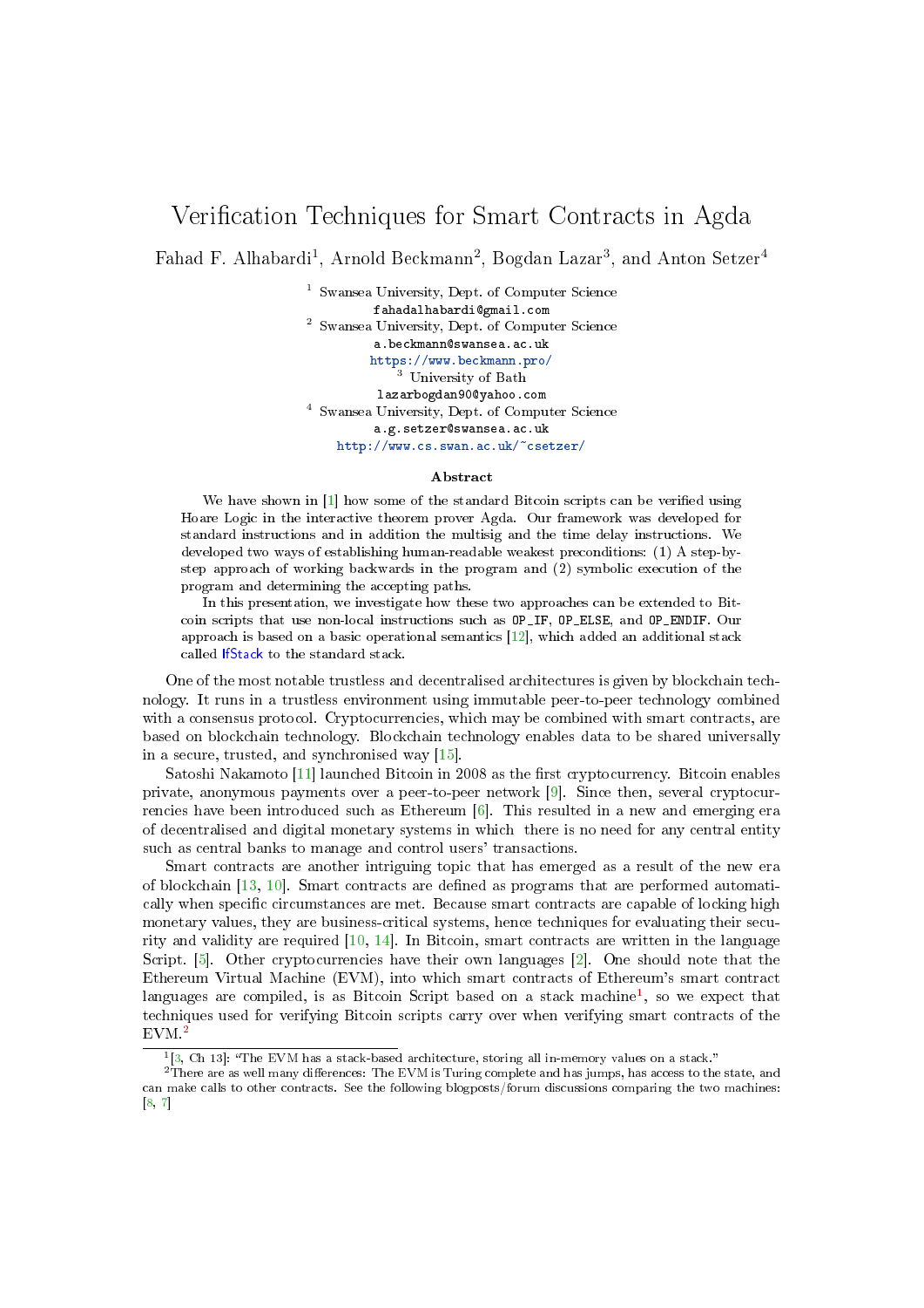# Verification Techniques for Smart Contracts in Agda

Fahad F. Alhabardi[1], Arnold Beckmann[2], Bogdan Lazar[3], and Anton Setzer[4]

[1] Swansea University, Dept. of Computer Science
fahadalhabardi@gmail.com

[2] Swansea University, Dept. of Computer Science
a.beckmann@swansea.ac.uk
https://www.beckmann.pro/

[3] University of Bath
lazarbogdan90@yahoo.com

[4] Swansea University, Dept. of Computer Science
a.g.setzer@swansea.ac.uk
http://www.cs.swan.ac.uk/~csetzer/

**Abstract**

We have shown in [1] how some of the standard Bitcoin scripts can be verified using Hoare Logic in the interactive theorem prover Agda. Our framework was developed for standard instructions and in addition the multisig and the time delay instructions. We developed two ways of establishing human-readable weakest preconditions: (1) A step-by-step approach of working backwards in the program and (2) symbolic execution of the program and determining the accepting paths.

In this presentation, we investigate how these two approaches can be extended to Bitcoin scripts that use non-local instructions such as `OP_IF`, `OP_ELSE`, and `OP_ENDIF`. Our approach is based on a basic operational semantics [12], which added an additional stack called IfStack to the standard stack.

One of the most notable trustless and decentralised architectures is given by blockchain technology. It runs in a trustless environment using immutable peer-to-peer technology combined with a consensus protocol. Cryptocurrencies, which may be combined with smart contracts, are based on blockchain technology. Blockchain technology enables data to be shared universally in a secure, trusted, and synchronised way [15].

Satoshi Nakamoto [11] launched Bitcoin in 2008 as the first cryptocurrency. Bitcoin enables private, anonymous payments over a peer-to-peer network [9]. Since then, several cryptocurrencies have been introduced such as Ethereum [6]. This resulted in a new and emerging era of decentralised and digital monetary systems in which there is no need for any central entity such as central banks to manage and control users' transactions.

Smart contracts are another intriguing topic that has emerged as a result of the new era of blockchain [13, 10]. Smart contracts are defined as programs that are performed automatically when specific circumstances are met. Because smart contracts are capable of locking high monetary values, they are business-critical systems, hence techniques for evaluating their security and validity are required [10, 14]. In Bitcoin, smart contracts are written in the language Script. [5]. Other cryptocurrencies have their own languages [2]. One should note that the Ethereum Virtual Machine (EVM), into which smart contracts of Ethereum's smart contract languages are compiled, is as Bitcoin Script based on a stack machine[1], so we expect that techniques used for verifying Bitcoin scripts carry over when verifying smart contracts of the EVM.[2]

[1] [3, Ch 13]: "The EVM has a stack-based architecture, storing all in-memory values on a stack."

[2] There are as well many differences: The EVM is Turing complete and has jumps, has access to the state, and can make calls to other contracts. See the following blogposts/forum discussions comparing the two machines: [8, 7]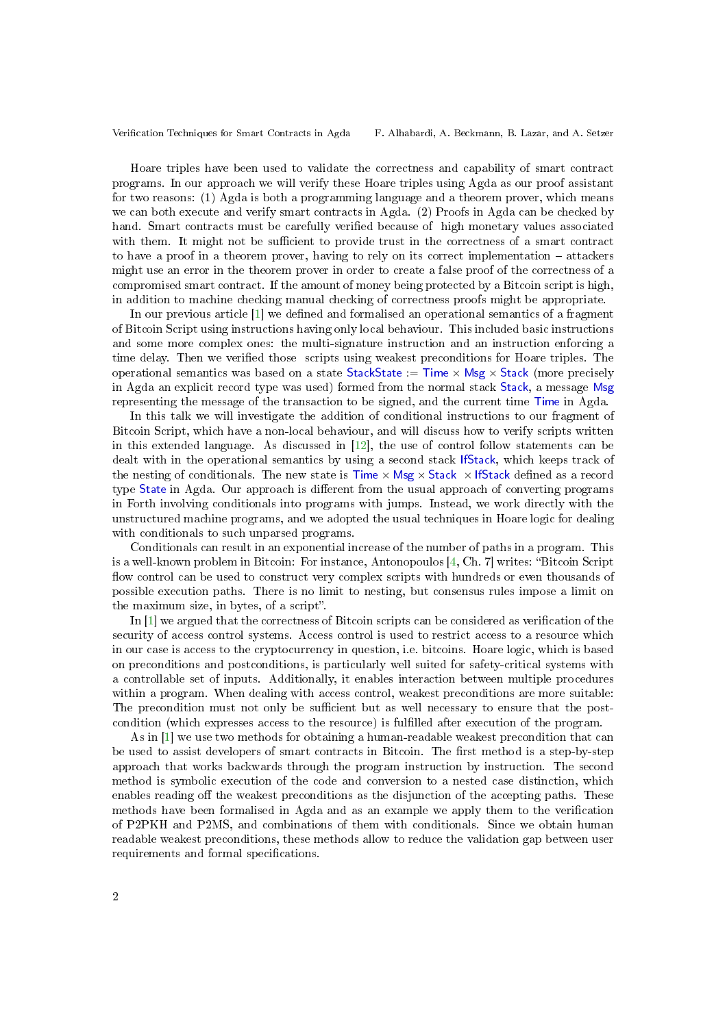Hoare triples have been used to validate the correctness and capability of smart contract programs. In our approach we will verify these Hoare triples using Agda as our proof assistant for two reasons: (1) Agda is both a programming language and a theorem prover, which means we can both execute and verify smart contracts in Agda. (2) Proofs in Agda can be checked by hand. Smart contracts must be carefully verified because of high monetary values associated with them. It might not be sufficient to provide trust in the correctness of a smart contract to have a proof in a theorem prover, having to rely on its correct implementation – attackers might use an error in the theorem prover in order to create a false proof of the correctness of a compromised smart contract. If the amount of money being protected by a Bitcoin script is high, in addition to machine checking manual checking of correctness proofs might be appropriate.

In our previous article [1] we defined and formalised an operational semantics of a fragment of Bitcoin Script using instructions having only local behaviour. This included basic instructions and some more complex ones: the multi-signature instruction and an instruction enforcing a time delay. Then we verified those scripts using weakest preconditions for Hoare triples. The operational semantics was based on a state $\mathsf{StackState} := \mathsf{Time} \times \mathsf{Msg} \times \mathsf{Stack}$ (more precisely in Agda an explicit record type was used) formed from the normal stack Stack, a message Msg representing the message of the transaction to be signed, and the current time Time in Agda.

In this talk we will investigate the addition of conditional instructions to our fragment of Bitcoin Script, which have a non-local behaviour, and will discuss how to verify scripts written in this extended language. As discussed in [12], the use of control follow statements can be dealt with in the operational semantics by using a second stack IfStack, which keeps track of the nesting of conditionals. The new state is $\mathsf{Time} \times \mathsf{Msg} \times \mathsf{Stack} \times \mathsf{IfStack}$ defined as a record type State in Agda. Our approach is different from the usual approach of converting programs in Forth involving conditionals into programs with jumps. Instead, we work directly with the unstructured machine programs, and we adopted the usual techniques in Hoare logic for dealing with conditionals to such unparsed programs.

Conditionals can result in an exponential increase of the number of paths in a program. This is a well-known problem in Bitcoin: For instance, Antonopoulos [4, Ch. 7] writes: "Bitcoin Script flow control can be used to construct very complex scripts with hundreds or even thousands of possible execution paths. There is no limit to nesting, but consensus rules impose a limit on the maximum size, in bytes, of a script".

In [1] we argued that the correctness of Bitcoin scripts can be considered as verification of the security of access control systems. Access control is used to restrict access to a resource which in our case is access to the cryptocurrency in question, i.e. bitcoins. Hoare logic, which is based on preconditions and postconditions, is particularly well suited for safety-critical systems with a controllable set of inputs. Additionally, it enables interaction between multiple procedures within a program. When dealing with access control, weakest preconditions are more suitable: The precondition must not only be sufficient but as well necessary to ensure that the post-condition (which expresses access to the resource) is fulfilled after execution of the program.

As in [1] we use two methods for obtaining a human-readable weakest precondition that can be used to assist developers of smart contracts in Bitcoin. The first method is a step-by-step approach that works backwards through the program instruction by instruction. The second method is symbolic execution of the code and conversion to a nested case distinction, which enables reading off the weakest preconditions as the disjunction of the accepting paths. These methods have been formalised in Agda and as an example we apply them to the verification of P2PKH and P2MS, and combinations of them with conditionals. Since we obtain human readable weakest preconditions, these methods allow to reduce the validation gap between user requirements and formal specifications.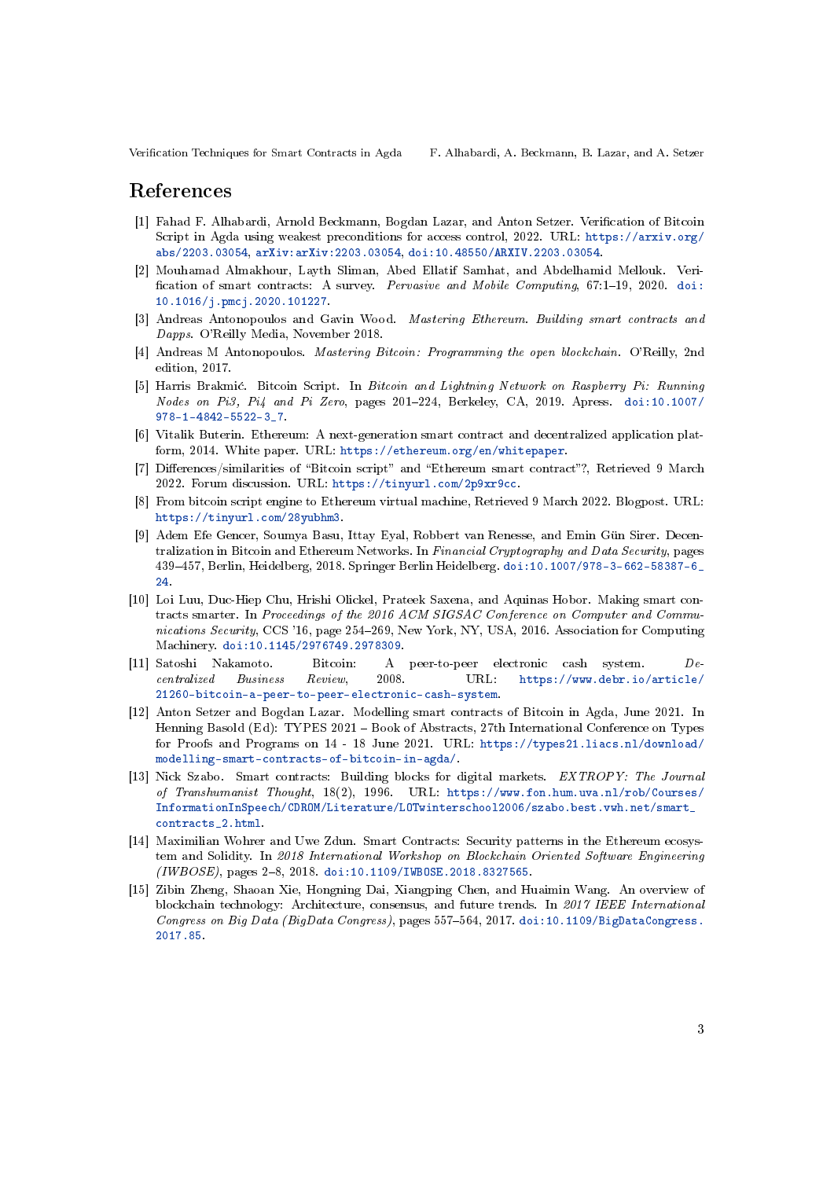## References

[1] Fahad F. Alhabardi, Arnold Beckmann, Bogdan Lazar, and Anton Setzer. Verification of Bitcoin Script in Agda using weakest preconditions for access control, 2022. URL: https://arxiv.org/abs/2203.03054, arXiv:arXiv:2203.03054, doi:10.48550/ARXIV.2203.03054.

[2] Mouhamad Almakhour, Layth Sliman, Abed Ellatif Samhat, and Abdelhamid Mellouk. Verification of smart contracts: A survey. *Pervasive and Mobile Computing*, 67:1–19, 2020. doi:10.1016/j.pmcj.2020.101227.

[3] Andreas Antonopoulos and Gavin Wood. *Mastering Ethereum. Building smart contracts and Dapps*. O'Reilly Media, November 2018.

[4] Andreas M Antonopoulos. *Mastering Bitcoin: Programming the open blockchain*. O'Reilly, 2nd edition, 2017.

[5] Harris Brakmić. Bitcoin Script. In *Bitcoin and Lightning Network on Raspberry Pi: Running Nodes on Pi3, Pi4 and Pi Zero*, pages 201–224, Berkeley, CA, 2019. Apress. doi:10.1007/978-1-4842-5522-3_7.

[6] Vitalik Buterin. Ethereum: A next-generation smart contract and decentralized application platform, 2014. White paper. URL: https://ethereum.org/en/whitepaper.

[7] Differences/similarities of "Bitcoin script" and "Ethereum smart contract"?, Retrieved 9 March 2022. Forum discussion. URL: https://tinyurl.com/2p9xr9cc.

[8] From bitcoin script engine to Ethereum virtual machine, Retrieved 9 March 2022. Blogpost. URL: https://tinyurl.com/28yubhm3.

[9] Adem Efe Gencer, Soumya Basu, Ittay Eyal, Robbert van Renesse, and Emin Gün Sirer. Decentralization in Bitcoin and Ethereum Networks. In *Financial Cryptography and Data Security*, pages 439–457, Berlin, Heidelberg, 2018. Springer Berlin Heidelberg. doi:10.1007/978-3-662-58387-6_24.

[10] Loi Luu, Duc-Hiep Chu, Hrishi Olickel, Prateek Saxena, and Aquinas Hobor. Making smart contracts smarter. In *Proceedings of the 2016 ACM SIGSAC Conference on Computer and Communications Security*, CCS '16, page 254–269, New York, NY, USA, 2016. Association for Computing Machinery. doi:10.1145/2976749.2978309.

[11] Satoshi Nakamoto. Bitcoin: A peer-to-peer electronic cash system. *Decentralized Business Review*, 2008. URL: https://www.debr.io/article/21260-bitcoin-a-peer-to-peer-electronic-cash-system.

[12] Anton Setzer and Bogdan Lazar. Modelling smart contracts of Bitcoin in Agda, June 2021. In Henning Basold (Ed): TYPES 2021 – Book of Abstracts, 27th International Conference on Types for Proofs and Programs on 14 - 18 June 2021. URL: https://types21.liacs.nl/download/modelling-smart-contracts-of-bitcoin-in-agda/.

[13] Nick Szabo. Smart contracts: Building blocks for digital markets. *EXTROPY: The Journal of Transhumanist Thought*, 18(2), 1996. URL: https://www.fon.hum.uva.nl/rob/Courses/InformationInSpeech/CDROM/Literature/LOTwinterschool2006/szabo.best.vwh.net/smart_contracts_2.html.

[14] Maximilian Wohrer and Uwe Zdun. Smart Contracts: Security patterns in the Ethereum ecosystem and Solidity. In *2018 International Workshop on Blockchain Oriented Software Engineering (IWBOSE)*, pages 2–8, 2018. doi:10.1109/IWBOSE.2018.8327565.

[15] Zibin Zheng, Shaoan Xie, Hongning Dai, Xiangping Chen, and Huaimin Wang. An overview of blockchain technology: Architecture, consensus, and future trends. In *2017 IEEE International Congress on Big Data (BigData Congress)*, pages 557–564, 2017. doi:10.1109/BigDataCongress.2017.85.